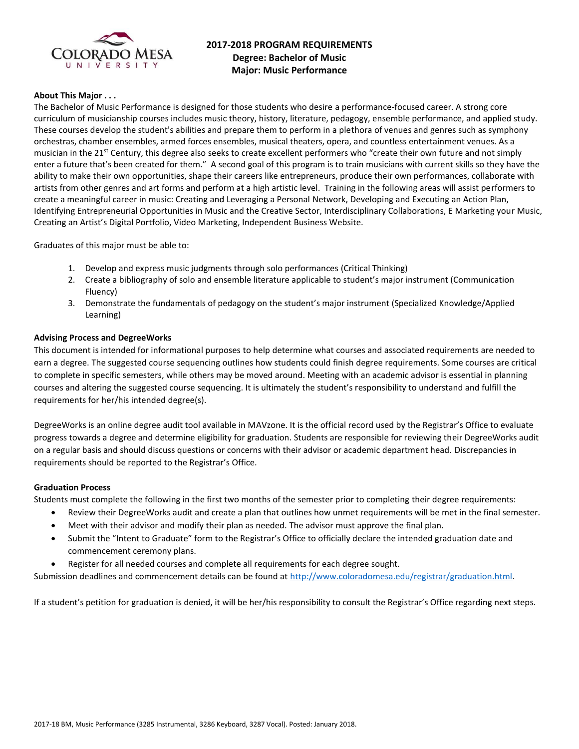# 2017-2018 PROGRAM REQUIREMENTS
## Degree: Bachelor of Music
## Major: Music Performance

**About This Major . . .**

The Bachelor of Music Performance is designed for those students who desire a performance-focused career. A strong core curriculum of musicianship courses includes music theory, history, literature, pedagogy, ensemble performance, and applied study. These courses develop the student's abilities and prepare them to perform in a plethora of venues and genres such as symphony orchestras, chamber ensembles, armed forces ensembles, musical theaters, opera, and countless entertainment venues. As a musician in the 21st Century, this degree also seeks to create excellent performers who "create their own future and not simply enter a future that's been created for them." A second goal of this program is to train musicians with current skills so they have the ability to make their own opportunities, shape their careers like entrepreneurs, produce their own performances, collaborate with artists from other genres and art forms and perform at a high artistic level. Training in the following areas will assist performers to create a meaningful career in music: Creating and Leveraging a Personal Network, Developing and Executing an Action Plan, Identifying Entrepreneurial Opportunities in Music and the Creative Sector, Interdisciplinary Collaborations, E Marketing your Music, Creating an Artist's Digital Portfolio, Video Marketing, Independent Business Website.

Graduates of this major must be able to:

1. Develop and express music judgments through solo performances (Critical Thinking)
2. Create a bibliography of solo and ensemble literature applicable to student's major instrument (Communication Fluency)
3. Demonstrate the fundamentals of pedagogy on the student's major instrument (Specialized Knowledge/Applied Learning)

**Advising Process and DegreeWorks**

This document is intended for informational purposes to help determine what courses and associated requirements are needed to earn a degree. The suggested course sequencing outlines how students could finish degree requirements. Some courses are critical to complete in specific semesters, while others may be moved around. Meeting with an academic advisor is essential in planning courses and altering the suggested course sequencing. It is ultimately the student's responsibility to understand and fulfill the requirements for her/his intended degree(s).

DegreeWorks is an online degree audit tool available in MAVzone. It is the official record used by the Registrar's Office to evaluate progress towards a degree and determine eligibility for graduation. Students are responsible for reviewing their DegreeWorks audit on a regular basis and should discuss questions or concerns with their advisor or academic department head. Discrepancies in requirements should be reported to the Registrar's Office.

**Graduation Process**

Students must complete the following in the first two months of the semester prior to completing their degree requirements:

- Review their DegreeWorks audit and create a plan that outlines how unmet requirements will be met in the final semester.
- Meet with their advisor and modify their plan as needed. The advisor must approve the final plan.
- Submit the "Intent to Graduate" form to the Registrar's Office to officially declare the intended graduation date and commencement ceremony plans.
- Register for all needed courses and complete all requirements for each degree sought.

Submission deadlines and commencement details can be found at http://www.coloradomesa.edu/registrar/graduation.html.

If a student's petition for graduation is denied, it will be her/his responsibility to consult the Registrar's Office regarding next steps.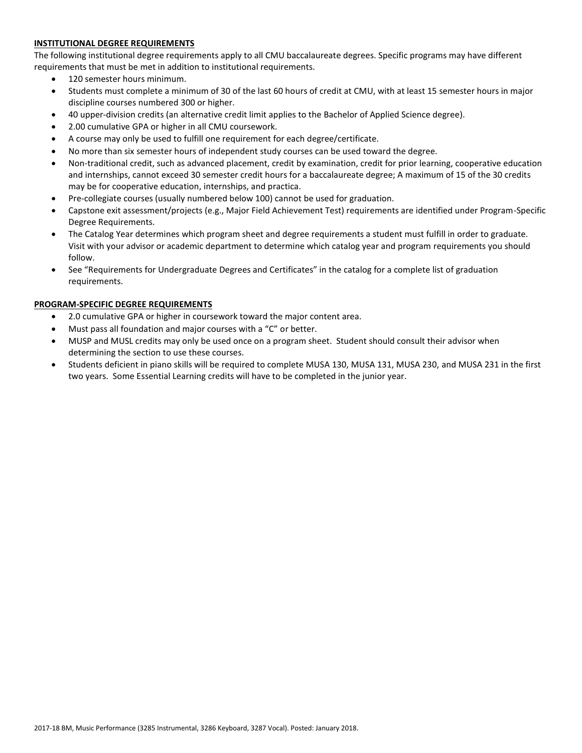**INSTITUTIONAL DEGREE REQUIREMENTS**

The following institutional degree requirements apply to all CMU baccalaureate degrees. Specific programs may have different requirements that must be met in addition to institutional requirements.

- 120 semester hours minimum.
- Students must complete a minimum of 30 of the last 60 hours of credit at CMU, with at least 15 semester hours in major discipline courses numbered 300 or higher.
- 40 upper-division credits (an alternative credit limit applies to the Bachelor of Applied Science degree).
- 2.00 cumulative GPA or higher in all CMU coursework.
- A course may only be used to fulfill one requirement for each degree/certificate.
- No more than six semester hours of independent study courses can be used toward the degree.
- Non-traditional credit, such as advanced placement, credit by examination, credit for prior learning, cooperative education and internships, cannot exceed 30 semester credit hours for a baccalaureate degree; A maximum of 15 of the 30 credits may be for cooperative education, internships, and practica.
- Pre-collegiate courses (usually numbered below 100) cannot be used for graduation.
- Capstone exit assessment/projects (e.g., Major Field Achievement Test) requirements are identified under Program-Specific Degree Requirements.
- The Catalog Year determines which program sheet and degree requirements a student must fulfill in order to graduate. Visit with your advisor or academic department to determine which catalog year and program requirements you should follow.
- See "Requirements for Undergraduate Degrees and Certificates" in the catalog for a complete list of graduation requirements.

**PROGRAM-SPECIFIC DEGREE REQUIREMENTS**

- 2.0 cumulative GPA or higher in coursework toward the major content area.
- Must pass all foundation and major courses with a "C" or better.
- MUSP and MUSL credits may only be used once on a program sheet. Student should consult their advisor when determining the section to use these courses.
- Students deficient in piano skills will be required to complete MUSA 130, MUSA 131, MUSA 230, and MUSA 231 in the first two years. Some Essential Learning credits will have to be completed in the junior year.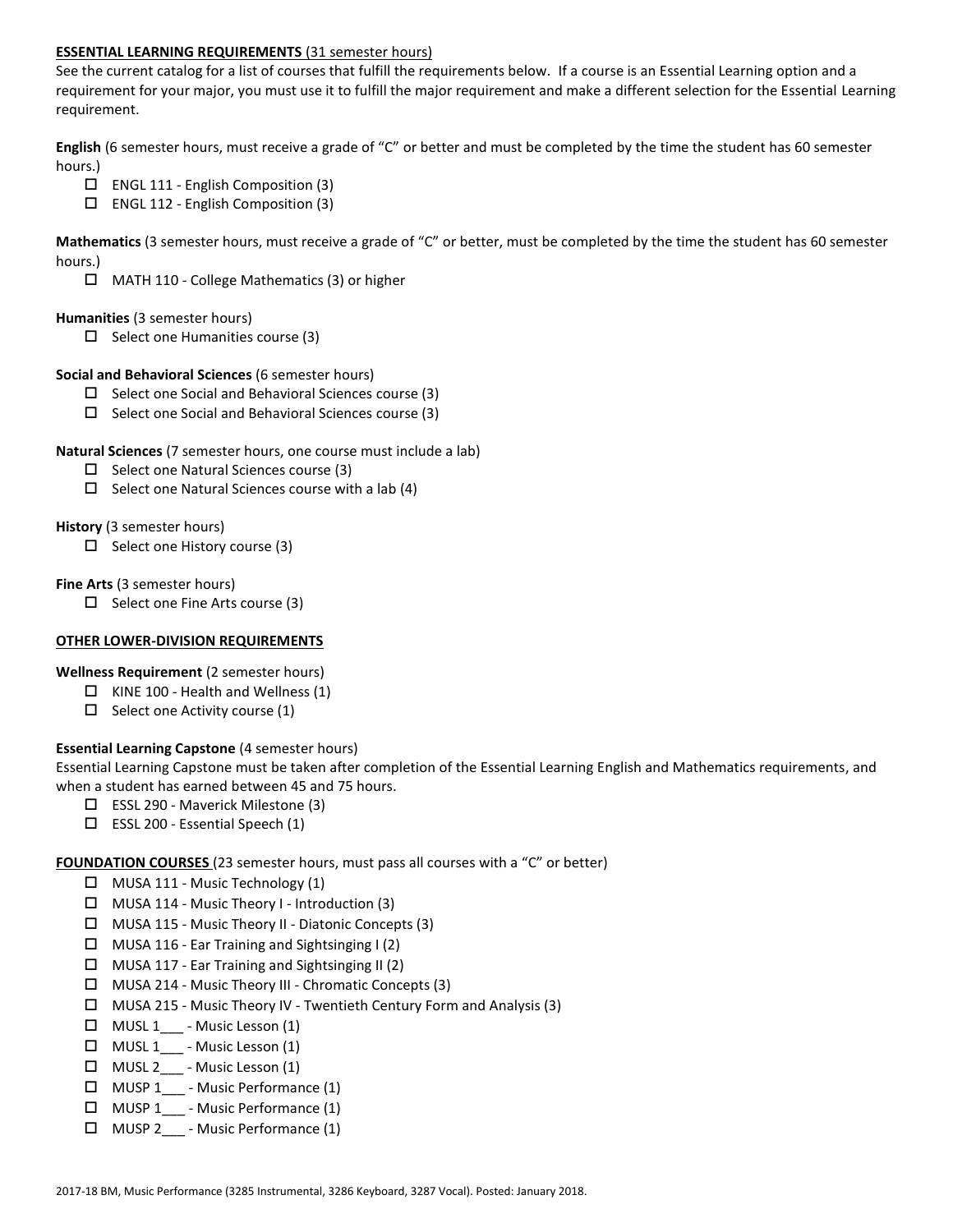**ESSENTIAL LEARNING REQUIREMENTS** (31 semester hours)

See the current catalog for a list of courses that fulfill the requirements below. If a course is an Essential Learning option and a requirement for your major, you must use it to fulfill the major requirement and make a different selection for the Essential Learning requirement.

**English** (6 semester hours, must receive a grade of "C" or better and must be completed by the time the student has 60 semester hours.)

- ☐ ENGL 111 - English Composition (3)
- ☐ ENGL 112 - English Composition (3)

**Mathematics** (3 semester hours, must receive a grade of "C" or better, must be completed by the time the student has 60 semester hours.)

- ☐ MATH 110 - College Mathematics (3) or higher

**Humanities** (3 semester hours)

- ☐ Select one Humanities course (3)

**Social and Behavioral Sciences** (6 semester hours)

- ☐ Select one Social and Behavioral Sciences course (3)
- ☐ Select one Social and Behavioral Sciences course (3)

**Natural Sciences** (7 semester hours, one course must include a lab)

- ☐ Select one Natural Sciences course (3)
- ☐ Select one Natural Sciences course with a lab (4)

**History** (3 semester hours)

- ☐ Select one History course (3)

**Fine Arts** (3 semester hours)

- ☐ Select one Fine Arts course (3)

**OTHER LOWER-DIVISION REQUIREMENTS**

**Wellness Requirement** (2 semester hours)

- ☐ KINE 100 - Health and Wellness (1)
- ☐ Select one Activity course (1)

**Essential Learning Capstone** (4 semester hours)

Essential Learning Capstone must be taken after completion of the Essential Learning English and Mathematics requirements, and when a student has earned between 45 and 75 hours.

- ☐ ESSL 290 - Maverick Milestone (3)
- ☐ ESSL 200 - Essential Speech (1)

**FOUNDATION COURSES** (23 semester hours, must pass all courses with a "C" or better)

- ☐ MUSA 111 - Music Technology (1)
- ☐ MUSA 114 - Music Theory I - Introduction (3)
- ☐ MUSA 115 - Music Theory II - Diatonic Concepts (3)
- ☐ MUSA 116 - Ear Training and Sightsinging I (2)
- ☐ MUSA 117 - Ear Training and Sightsinging II (2)
- ☐ MUSA 214 - Music Theory III - Chromatic Concepts (3)
- ☐ MUSA 215 - Music Theory IV - Twentieth Century Form and Analysis (3)
- ☐ MUSL 1___ - Music Lesson (1)
- ☐ MUSL 1___ - Music Lesson (1)
- ☐ MUSL 2___ - Music Lesson (1)
- ☐ MUSP 1___ - Music Performance (1)
- ☐ MUSP 1___ - Music Performance (1)
- ☐ MUSP 2___ - Music Performance (1)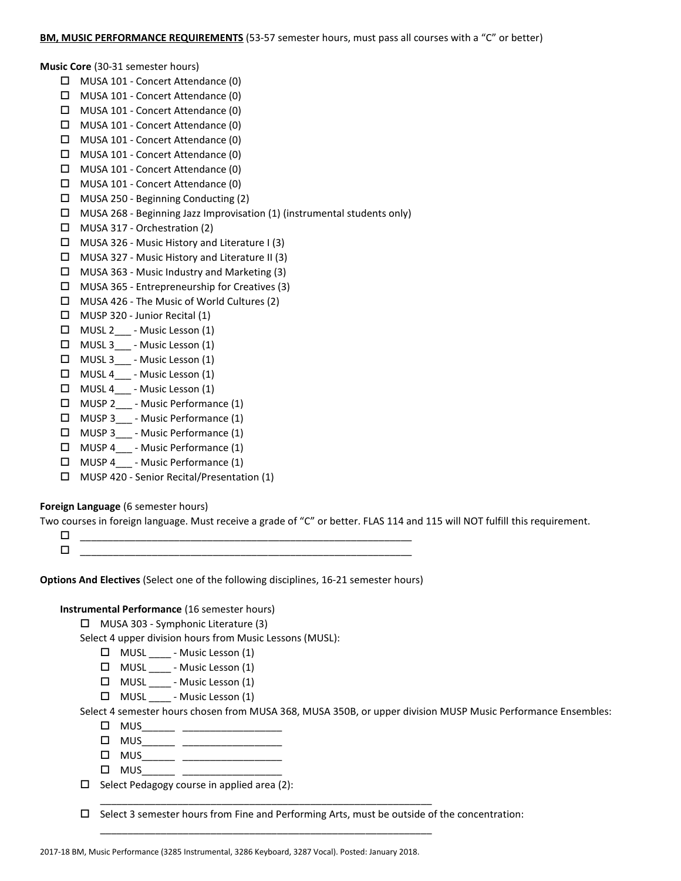**BM, MUSIC PERFORMANCE REQUIREMENTS** (53-57 semester hours, must pass all courses with a "C" or better)

**Music Core** (30-31 semester hours)

- ☐ MUSA 101 - Concert Attendance (0)
- ☐ MUSA 101 - Concert Attendance (0)
- ☐ MUSA 101 - Concert Attendance (0)
- ☐ MUSA 101 - Concert Attendance (0)
- ☐ MUSA 101 - Concert Attendance (0)
- ☐ MUSA 101 - Concert Attendance (0)
- ☐ MUSA 101 - Concert Attendance (0)
- ☐ MUSA 101 - Concert Attendance (0)
- ☐ MUSA 250 - Beginning Conducting (2)
- ☐ MUSA 268 - Beginning Jazz Improvisation (1) (instrumental students only)
- ☐ MUSA 317 - Orchestration (2)
- ☐ MUSA 326 - Music History and Literature I (3)
- ☐ MUSA 327 - Music History and Literature II (3)
- ☐ MUSA 363 - Music Industry and Marketing (3)
- ☐ MUSA 365 - Entrepreneurship for Creatives (3)
- ☐ MUSA 426 - The Music of World Cultures (2)
- ☐ MUSP 320 - Junior Recital (1)
- ☐ MUSL 2___ - Music Lesson (1)
- ☐ MUSL 3___ - Music Lesson (1)
- ☐ MUSL 3___ - Music Lesson (1)
- ☐ MUSL 4___ - Music Lesson (1)
- ☐ MUSL 4___ - Music Lesson (1)
- ☐ MUSP 2___ - Music Performance (1)
- ☐ MUSP 3___ - Music Performance (1)
- ☐ MUSP 3___ - Music Performance (1)
- ☐ MUSP 4___ - Music Performance (1)
- ☐ MUSP 4___ - Music Performance (1)
- ☐ MUSP 420 - Senior Recital/Presentation (1)

**Foreign Language** (6 semester hours)

Two courses in foreign language. Must receive a grade of "C" or better. FLAS 114 and 115 will NOT fulfill this requirement.

- ☐ ____________________________________________________________
- ☐ ____________________________________________________________

**Options And Electives** (Select one of the following disciplines, 16-21 semester hours)

**Instrumental Performance** (16 semester hours)

- ☐ MUSA 303 - Symphonic Literature (3)

Select 4 upper division hours from Music Lessons (MUSL):

- ☐ MUSL ____ - Music Lesson (1)
- ☐ MUSL ____ - Music Lesson (1)
- ☐ MUSL ____ - Music Lesson (1)
- ☐ MUSL ____ - Music Lesson (1)

Select 4 semester hours chosen from MUSA 368, MUSA 350B, or upper division MUSP Music Performance Ensembles:

- ☐ MUS______ __________________
- ☐ MUS______ __________________
- ☐ MUS______ __________________
- ☐ MUS______ __________________

- ☐ Select Pedagogy course in applied area (2):
  ____________________________________________________________
- ☐ Select 3 semester hours from Fine and Performing Arts, must be outside of the concentration:
  ____________________________________________________________

2017-18 BM, Music Performance (3285 Instrumental, 3286 Keyboard, 3287 Vocal). Posted: January 2018.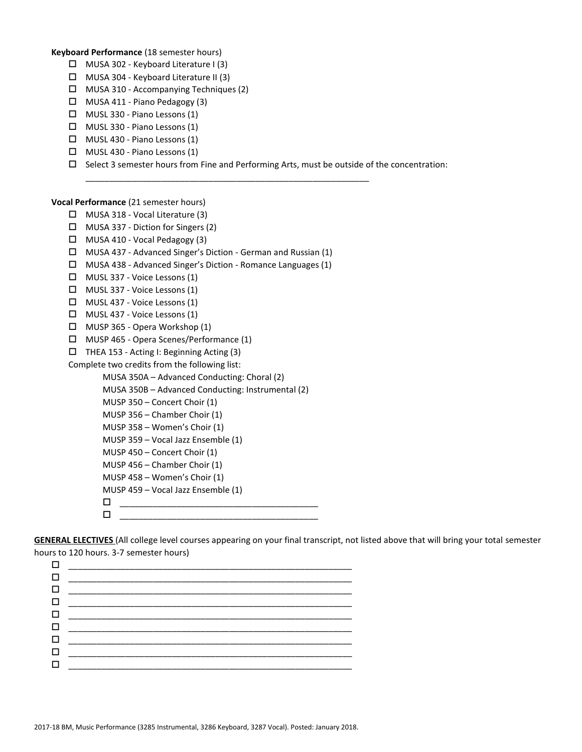**Keyboard Performance** (18 semester hours)

- ☐ MUSA 302 - Keyboard Literature I (3)
- ☐ MUSA 304 - Keyboard Literature II (3)
- ☐ MUSA 310 - Accompanying Techniques (2)
- ☐ MUSA 411 - Piano Pedagogy (3)
- ☐ MUSL 330 - Piano Lessons (1)
- ☐ MUSL 330 - Piano Lessons (1)
- ☐ MUSL 430 - Piano Lessons (1)
- ☐ MUSL 430 - Piano Lessons (1)
- ☐ Select 3 semester hours from Fine and Performing Arts, must be outside of the concentration: ____________________________________________________________

**Vocal Performance** (21 semester hours)

- ☐ MUSA 318 - Vocal Literature (3)
- ☐ MUSA 337 - Diction for Singers (2)
- ☐ MUSA 410 - Vocal Pedagogy (3)
- ☐ MUSA 437 - Advanced Singer's Diction - German and Russian (1)
- ☐ MUSA 438 - Advanced Singer's Diction - Romance Languages (1)
- ☐ MUSL 337 - Voice Lessons (1)
- ☐ MUSL 337 - Voice Lessons (1)
- ☐ MUSL 437 - Voice Lessons (1)
- ☐ MUSL 437 - Voice Lessons (1)
- ☐ MUSP 365 - Opera Workshop (1)
- ☐ MUSP 465 - Opera Scenes/Performance (1)
- ☐ THEA 153 - Acting I: Beginning Acting (3)

Complete two credits from the following list:

- MUSA 350A – Advanced Conducting: Choral (2)
- MUSA 350B – Advanced Conducting: Instrumental (2)
- MUSP 350 – Concert Choir (1)
- MUSP 356 – Chamber Choir (1)
- MUSP 358 – Women's Choir (1)
- MUSP 359 – Vocal Jazz Ensemble (1)
- MUSP 450 – Concert Choir (1)
- MUSP 456 – Chamber Choir (1)
- MUSP 458 – Women's Choir (1)
- MUSP 459 – Vocal Jazz Ensemble (1)
- ☐ __________________________________________
- ☐ __________________________________________

**GENERAL ELECTIVES** (All college level courses appearing on your final transcript, not listed above that will bring your total semester hours to 120 hours. 3-7 semester hours)

- ☐ ____________________________________________________________
- ☐ ____________________________________________________________
- ☐ ____________________________________________________________
- ☐ ____________________________________________________________
- ☐ ____________________________________________________________
- ☐ ____________________________________________________________
- ☐ ____________________________________________________________
- ☐ ____________________________________________________________
- ☐ ____________________________________________________________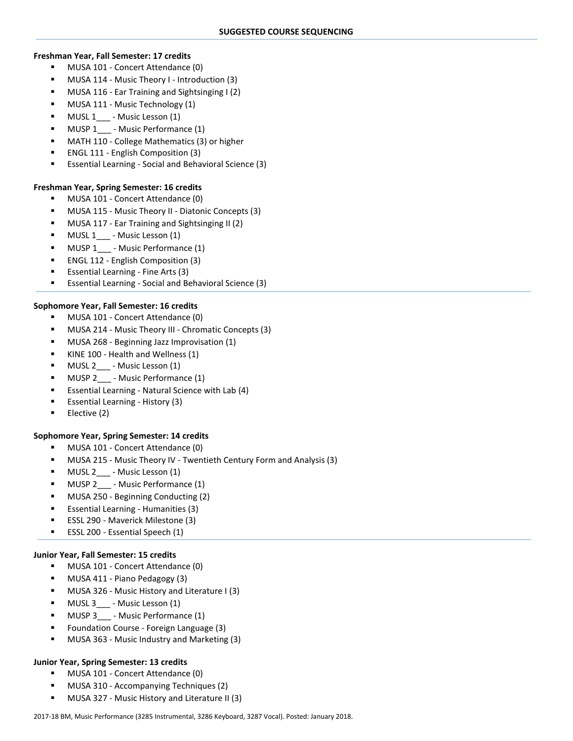## SUGGESTED COURSE SEQUENCING

**Freshman Year, Fall Semester: 17 credits**

- MUSA 101 - Concert Attendance (0)
- MUSA 114 - Music Theory I - Introduction (3)
- MUSA 116 - Ear Training and Sightsinging I (2)
- MUSA 111 - Music Technology (1)
- MUSL 1___ - Music Lesson (1)
- MUSP 1___ - Music Performance (1)
- MATH 110 - College Mathematics (3) or higher
- ENGL 111 - English Composition (3)
- Essential Learning - Social and Behavioral Science (3)

**Freshman Year, Spring Semester: 16 credits**

- MUSA 101 - Concert Attendance (0)
- MUSA 115 - Music Theory II - Diatonic Concepts (3)
- MUSA 117 - Ear Training and Sightsinging II (2)
- MUSL 1___ - Music Lesson (1)
- MUSP 1___ - Music Performance (1)
- ENGL 112 - English Composition (3)
- Essential Learning - Fine Arts (3)
- Essential Learning - Social and Behavioral Science (3)

**Sophomore Year, Fall Semester: 16 credits**

- MUSA 101 - Concert Attendance (0)
- MUSA 214 - Music Theory III - Chromatic Concepts (3)
- MUSA 268 - Beginning Jazz Improvisation (1)
- KINE 100 - Health and Wellness (1)
- MUSL 2___ - Music Lesson (1)
- MUSP 2___ - Music Performance (1)
- Essential Learning - Natural Science with Lab (4)
- Essential Learning - History (3)
- Elective (2)

**Sophomore Year, Spring Semester: 14 credits**

- MUSA 101 - Concert Attendance (0)
- MUSA 215 - Music Theory IV - Twentieth Century Form and Analysis (3)
- MUSL 2___ - Music Lesson (1)
- MUSP 2___ - Music Performance (1)
- MUSA 250 - Beginning Conducting (2)
- Essential Learning - Humanities (3)
- ESSL 290 - Maverick Milestone (3)
- ESSL 200 - Essential Speech (1)

**Junior Year, Fall Semester: 15 credits**

- MUSA 101 - Concert Attendance (0)
- MUSA 411 - Piano Pedagogy (3)
- MUSA 326 - Music History and Literature I (3)
- MUSL 3___ - Music Lesson (1)
- MUSP 3___ - Music Performance (1)
- Foundation Course - Foreign Language (3)
- MUSA 363 - Music Industry and Marketing (3)

**Junior Year, Spring Semester: 13 credits**

- MUSA 101 - Concert Attendance (0)
- MUSA 310 - Accompanying Techniques (2)
- MUSA 327 - Music History and Literature II (3)

2017-18 BM, Music Performance (3285 Instrumental, 3286 Keyboard, 3287 Vocal). Posted: January 2018.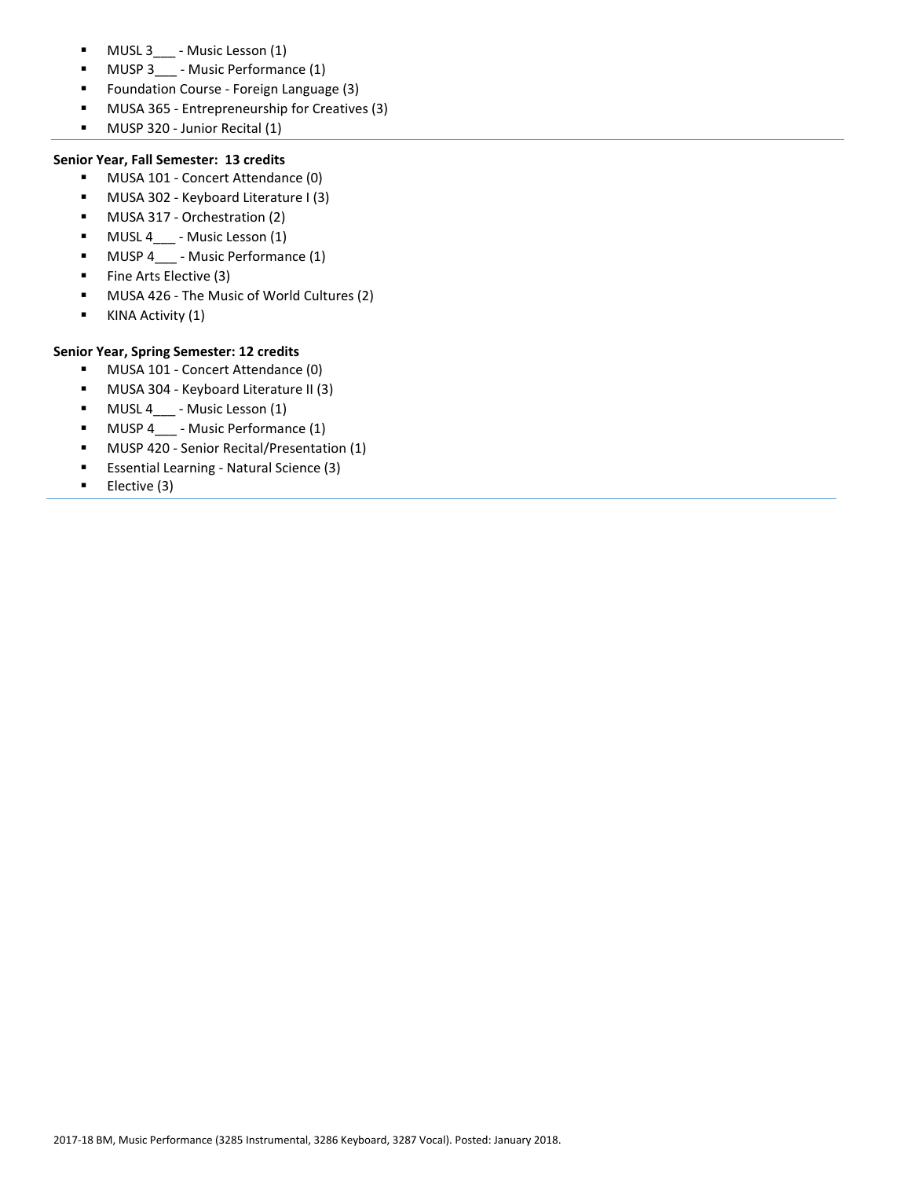- MUSL 3___ - Music Lesson (1)
- MUSP 3___ - Music Performance (1)
- Foundation Course - Foreign Language (3)
- MUSA 365 - Entrepreneurship for Creatives (3)
- MUSP 320 - Junior Recital (1)

**Senior Year, Fall Semester: 13 credits**

- MUSA 101 - Concert Attendance (0)
- MUSA 302 - Keyboard Literature I (3)
- MUSA 317 - Orchestration (2)
- MUSL 4___ - Music Lesson (1)
- MUSP 4___ - Music Performance (1)
- Fine Arts Elective (3)
- MUSA 426 - The Music of World Cultures (2)
- KINA Activity (1)

**Senior Year, Spring Semester: 12 credits**

- MUSA 101 - Concert Attendance (0)
- MUSA 304 - Keyboard Literature II (3)
- MUSL 4___ - Music Lesson (1)
- MUSP 4___ - Music Performance (1)
- MUSP 420 - Senior Recital/Presentation (1)
- Essential Learning - Natural Science (3)
- Elective (3)